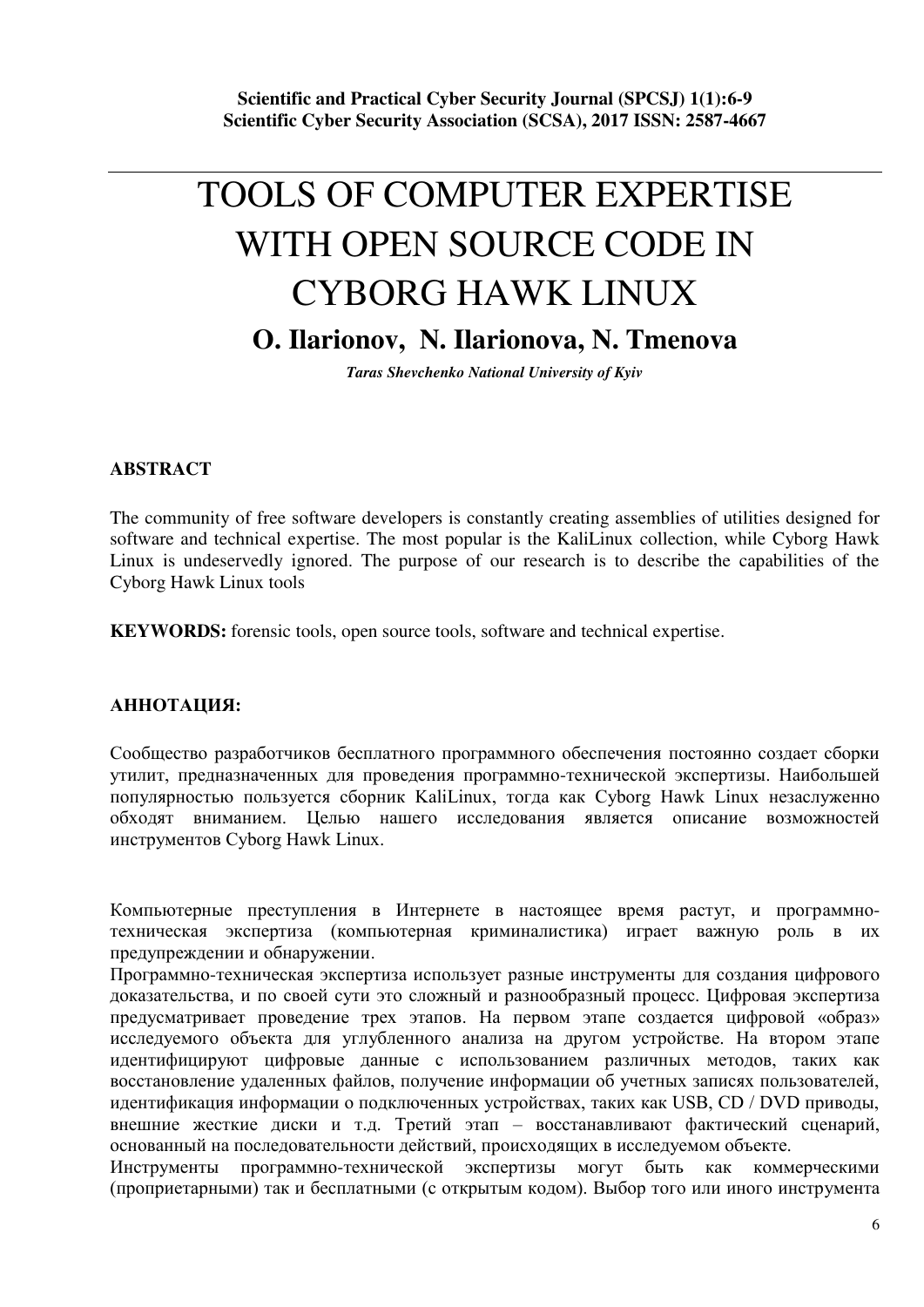# TOOLS OF COMPUTER EXPERTISE WITH OPEN SOURCE CODE IN CYBORG HAWK LINUX

## O. Ilarionov, N. Ilarionova, N. Tmenova

***Taras Shevchenko National University of Kyiv***

**ABSTRACT**

The community of free software developers is constantly creating assemblies of utilities designed for software and technical expertise. The most popular is the KaliLinux collection, while Cyborg Hawk Linux is undeservedly ignored. The purpose of our research is to describe the capabilities of the Cyborg Hawk Linux tools

**KEYWORDS:** forensic tools, open source tools, software and technical expertise.

**АННОТАЦИЯ:**

Сообщество разработчиков бесплатного программного обеспечения постоянно создает сборки утилит, предназначенных для проведения программно-технической экспертизы. Наибольшей популярностью пользуется сборник KaliLinux, тогда как Cyborg Hawk Linux незаслуженно обходят вниманием. Целью нашего исследования является описание возможностей инструментов Cyborg Hawk Linux.

Компьютерные преступления в Интернете в настоящее время растут, и программно-техническая экспертиза (компьютерная криминалистика) играет важную роль в их предупреждении и обнаружении.

Программно-техническая экспертиза использует разные инструменты для создания цифрового доказательства, и по своей сути это сложный и разнообразный процесс. Цифровая экспертиза предусматривает проведение трех этапов. На первом этапе создается цифровой «образ» исследуемого объекта для углубленного анализа на другом устройстве. На втором этапе идентифицируют цифровые данные с использованием различных методов, таких как восстановление удаленных файлов, получение информации об учетных записях пользователей, идентификация информации о подключенных устройствах, таких как USB, CD / DVD приводы, внешние жесткие диски и т.д. Третий этап – восстанавливают фактический сценарий, основанный на последовательности действий, происходящих в исследуемом объекте.

Инструменты программно-технической экспертизы могут быть как коммерческими (проприетарными) так и бесплатными (с открытым кодом). Выбор того или иного инструмента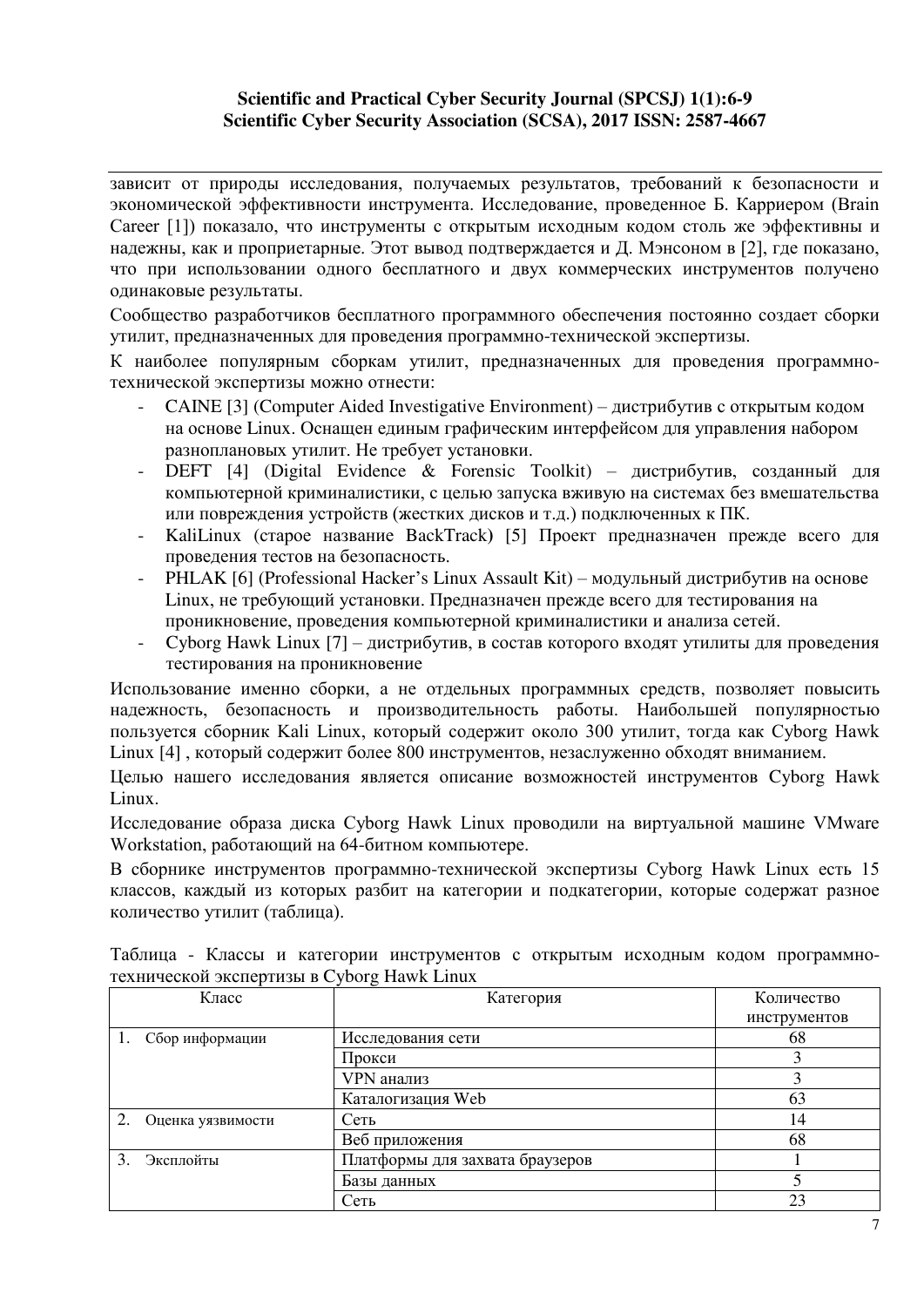зависит от природы исследования, получаемых результатов, требований к безопасности и экономической эффективности инструмента. Исследование, проведенное Б. Карриером (Brain Career [1]) показало, что инструменты с открытым исходным кодом столь же эффективны и надежны, как и проприетарные. Этот вывод подтверждается и Д. Мэнсоном в [2], где показано, что при использовании одного бесплатного и двух коммерческих инструментов получено одинаковые результаты.

Сообщество разработчиков бесплатного программного обеспечения постоянно создает сборки утилит, предназначенных для проведения программно-технической экспертизы.

К наиболее популярным сборкам утилит, предназначенных для проведения программно-технической экспертизы можно отнести:

- CAINE [3] (Computer Aided Investigative Environment) – дистрибутив с открытым кодом на основе Linux. Оснащен единым графическим интерфейсом для управления набором разноплановых утилит. Не требует установки.
- DEFT [4] (Digital Evidence & Forensic Toolkit) – дистрибутив, созданный для компьютерной криминалистики, с целью запуска вживую на системах без вмешательства или повреждения устройств (жестких дисков и т.д.) подключенных к ПК.
- KaliLinux (старое название BackTrack) [5] Проект предназначен прежде всего для проведения тестов на безопасность.
- PHLAK [6] (Professional Hacker's Linux Assault Kit) – модульный дистрибутив на основе Linux, не требующий установки. Предназначен прежде всего для тестирования на проникновение, проведения компьютерной криминалистики и анализа сетей.
- Cyborg Hawk Linux [7] – дистрибутив, в состав которого входят утилиты для проведения тестирования на проникновение

Использование именно сборки, а не отдельных программных средств, позволяет повысить надежность, безопасность и производительность работы. Наибольшей популярностью пользуется сборник Kali Linux, который содержит около 300 утилит, тогда как Cyborg Hawk Linux [4] , который содержит более 800 инструментов, незаслуженно обходят вниманием.

Целью нашего исследования является описание возможностей инструментов Cyborg Hawk Linux.

Исследование образа диска Cyborg Hawk Linux проводили на виртуальной машине VMware Workstation, работающий на 64-битном компьютере.

В сборнике инструментов программно-технической экспертизы Cyborg Hawk Linux есть 15 классов, каждый из которых разбит на категории и подкатегории, которые содержат разное количество утилит (таблица).

Таблица - Классы и категории инструментов с открытым исходным кодом программно-технической экспертизы в Cyborg Hawk Linux

| Класс | Категория | Количество инструментов |
|---|---|---|
| 1. Сбор информации | Исследования сети | 68 |
| | Прокси | 3 |
| | VPN анализ | 3 |
| | Каталогизация Web | 63 |
| 2. Оценка уязвимости | Сеть | 14 |
| | Веб приложения | 68 |
| 3. Эксплойты | Платформы для захвата браузеров | 1 |
| | Базы данных | 5 |
| | Сеть | 23 |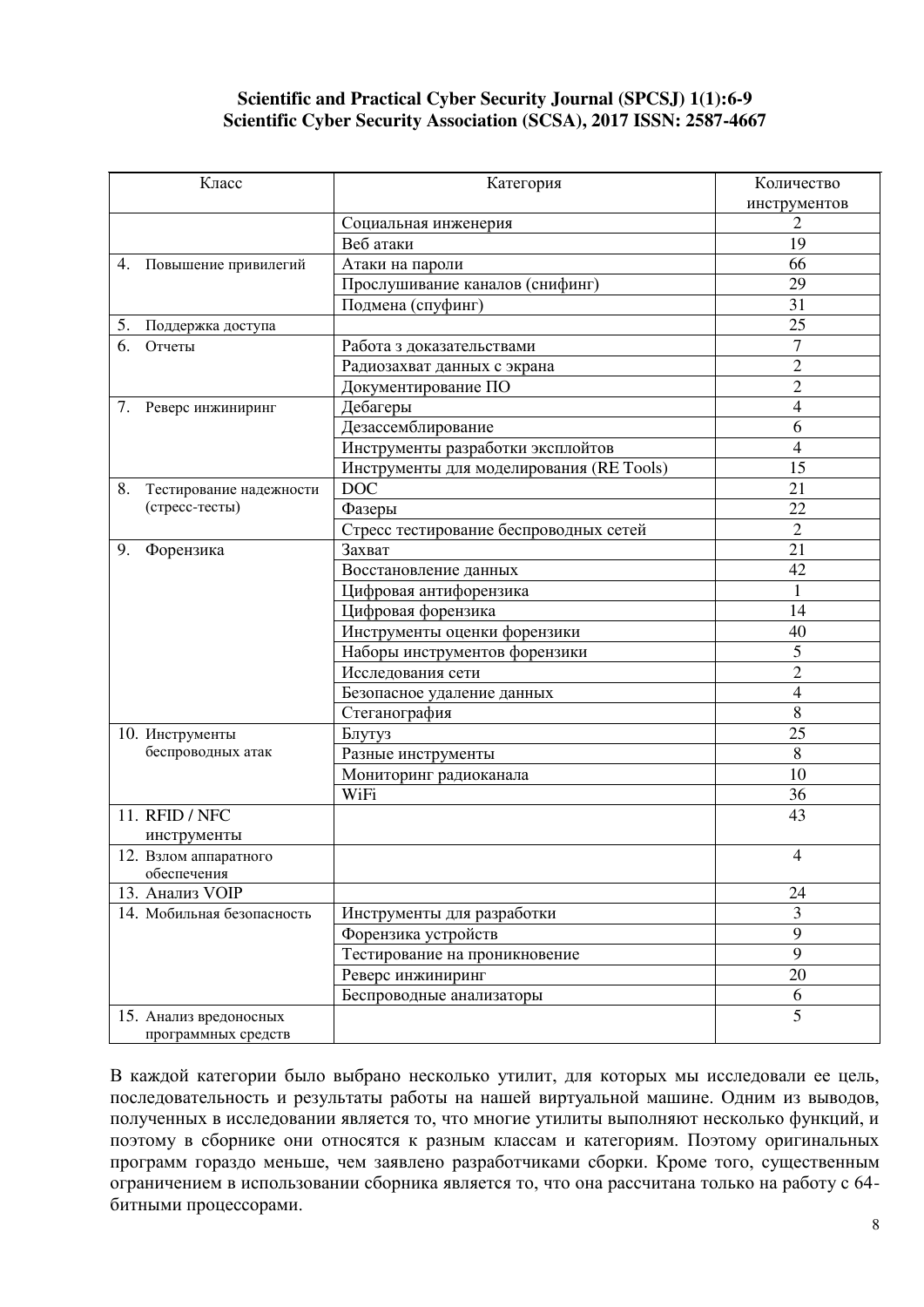| Класс | Категория | Количество инструментов |
|---|---|---|
| | Социальная инженерия | 2 |
| | Веб атаки | 19 |
| 4. Повышение привилегий | Атаки на пароли | 66 |
| | Прослушивание каналов (снифинг) | 29 |
| | Подмена (спуфинг) | 31 |
| 5. Поддержка доступа | | 25 |
| 6. Отчеты | Работа з доказательствами | 7 |
| | Радиозахват данных с экрана | 2 |
| | Документирование ПО | 2 |
| 7. Реверс инжиниринг | Дебагеры | 4 |
| | Дезассемблирование | 6 |
| | Инструменты разработки эксплойтов | 4 |
| | Инструменты для моделирования (RE Tools) | 15 |
| 8. Тестирование надежности (стресс-тесты) | DOC | 21 |
| | Фазеры | 22 |
| | Стресс тестирование беспроводных сетей | 2 |
| 9. Форензика | Захват | 21 |
| | Восстановление данных | 42 |
| | Цифровая антифорензика | 1 |
| | Цифровая форензика | 14 |
| | Инструменты оценки форензики | 40 |
| | Наборы инструментов форензики | 5 |
| | Исследования сети | 2 |
| | Безопасное удаление данных | 4 |
| | Стеганография | 8 |
| 10. Инструменты беспроводных атак | Блутуз | 25 |
| | Разные инструменты | 8 |
| | Мониторинг радиоканала | 10 |
| | WiFi | 36 |
| 11. RFID / NFC инструменты | | 43 |
| 12. Взлом аппаратного обеспечения | | 4 |
| 13. Анализ VOIP | | 24 |
| 14. Мобильная безопасность | Инструменты для разработки | 3 |
| | Форензика устройств | 9 |
| | Тестирование на проникновение | 9 |
| | Реверс инжиниринг | 20 |
| | Беспроводные анализаторы | 6 |
| 15. Анализ вредоносных программных средств | | 5 |

В каждой категории было выбрано несколько утилит, для которых мы исследовали ее цель, последовательность и результаты работы на нашей виртуальной машине. Одним из выводов, полученных в исследовании является то, что многие утилиты выполняют несколько функций, и поэтому в сборнике они относятся к разным классам и категориям. Поэтому оригинальных программ гораздо меньше, чем заявлено разработчиками сборки. Кроме того, существенным ограничением в использовании сборника является то, что она рассчитана только на работу с 64-битными процессорами.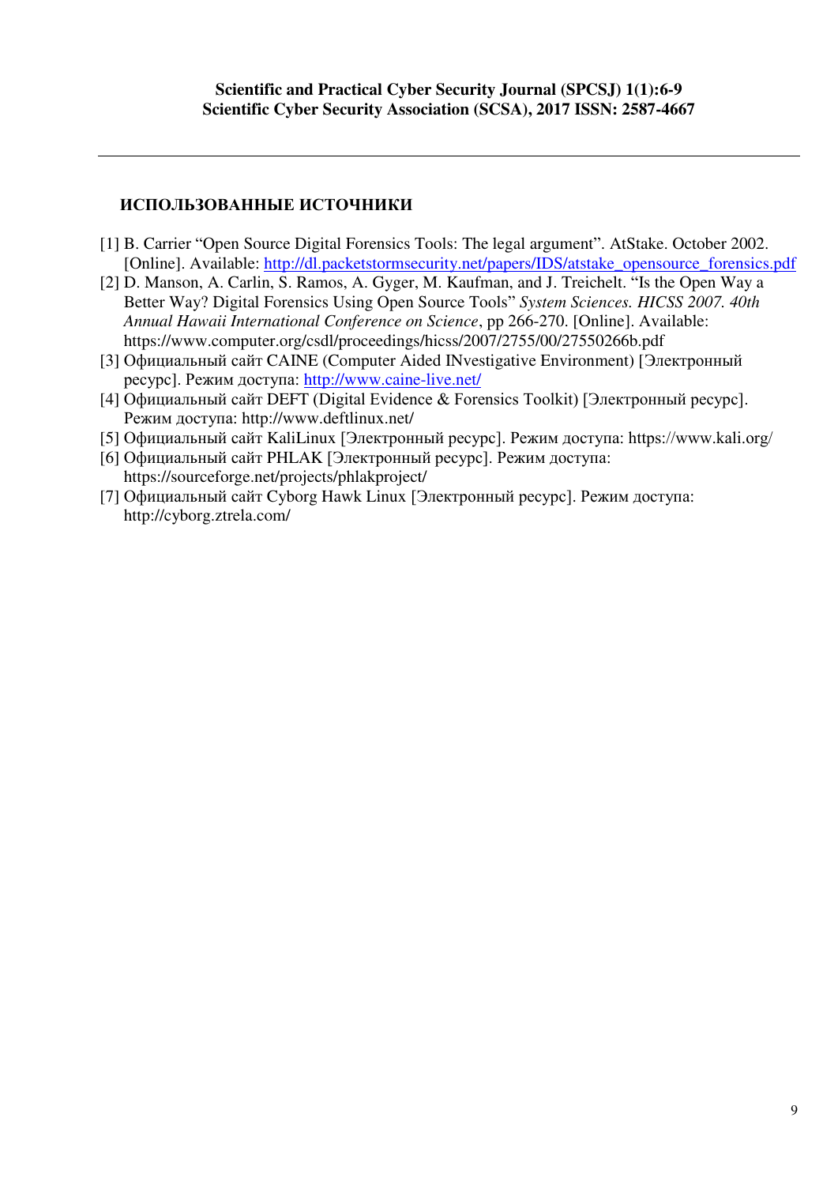## ИСПОЛЬЗОВАННЫЕ ИСТОЧНИКИ

[1] B. Carrier "Open Source Digital Forensics Tools: The legal argument". AtStake. October 2002. [Online]. Available: http://dl.packetstormsecurity.net/papers/IDS/atstake_opensource_forensics.pdf

[2] D. Manson, A. Carlin, S. Ramos, A. Gyger, M. Kaufman, and J. Treichelt. "Is the Open Way a Better Way? Digital Forensics Using Open Source Tools" *System Sciences. HICSS 2007. 40th Annual Hawaii International Conference on Science*, pp 266-270. [Online]. Available: https://www.computer.org/csdl/proceedings/hicss/2007/2755/00/27550266b.pdf

[3] Официальный сайт CAINE (Computer Aided INvestigative Environment) [Электронный ресурс]. Режим доступа: http://www.caine-live.net/

[4] Официальный сайт DEFT (Digital Evidence & Forensics Toolkit) [Электронный ресурс]. Режим доступа: http://www.deftlinux.net/

[5] Официальный сайт KaliLinux [Электронный ресурс]. Режим доступа: https://www.kali.org/

[6] Официальный сайт PHLAK [Электронный ресурс]. Режим доступа: https://sourceforge.net/projects/phlakproject/

[7] Официальный сайт Cyborg Hawk Linux [Электронный ресурс]. Режим доступа: http://cyborg.ztrela.com/